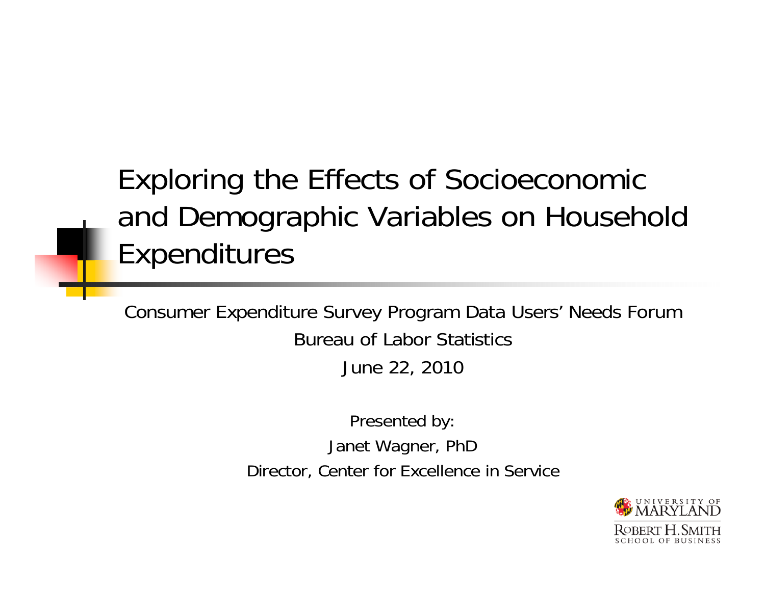# Exploring the Effects of Socioeconomic and Demographic Variables on Household Expenditures

Consumer Expenditure Survey Program Data Users' Needs Forum

Bureau of Labor Statistics

June 22, 2010

Presented by:

Janet Wagner, PhD

Director, Center for Excellence in Service

University of Maryland
Robert H. Smith School of Business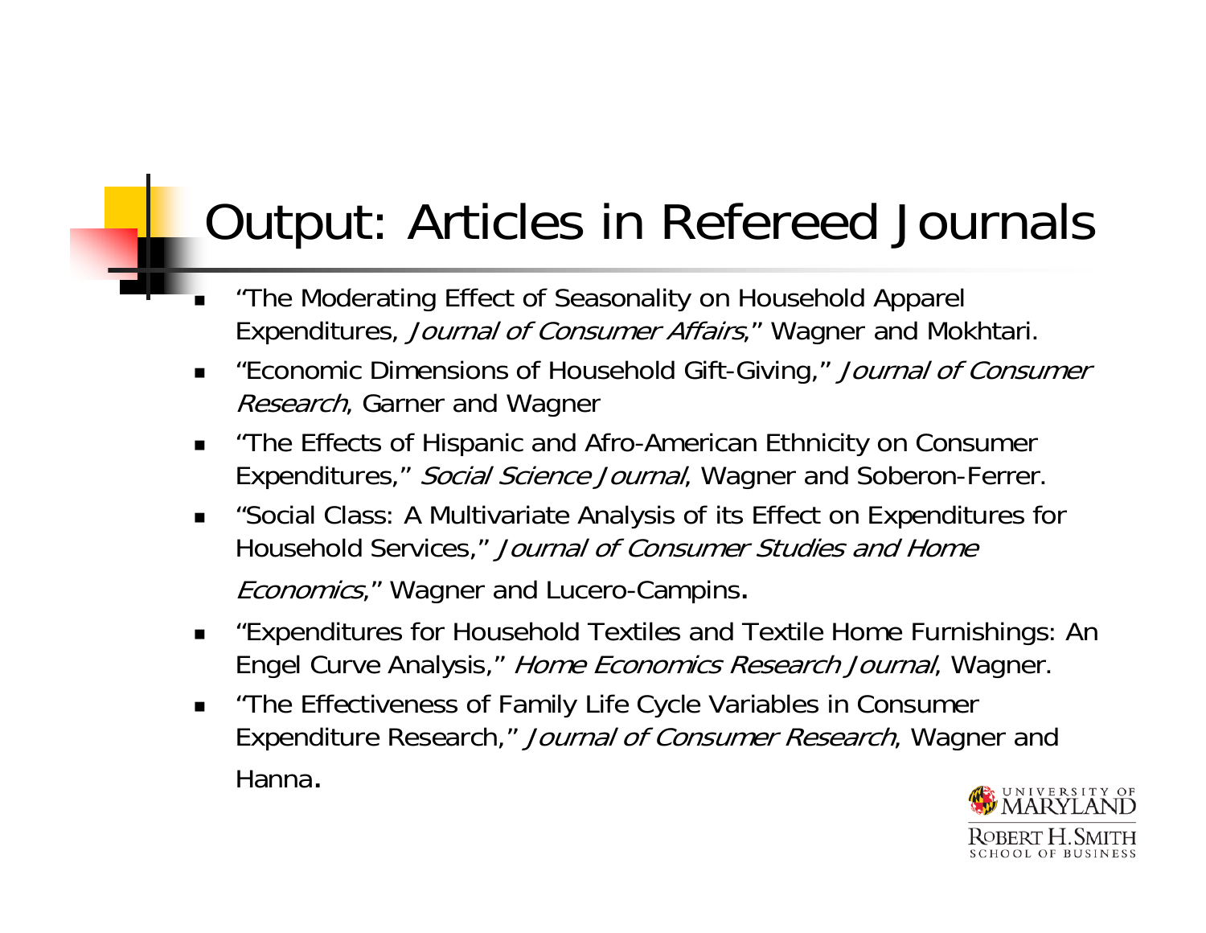# Output: Articles in Refereed Journals

- "The Moderating Effect of Seasonality on Household Apparel Expenditures, *Journal of Consumer Affairs*," Wagner and Mokhtari.
- "Economic Dimensions of Household Gift-Giving," *Journal of Consumer Research*, Garner and Wagner
- "The Effects of Hispanic and Afro-American Ethnicity on Consumer Expenditures," *Social Science Journal*, Wagner and Soberon-Ferrer.
- "Social Class: A Multivariate Analysis of its Effect on Expenditures for Household Services," *Journal of Consumer Studies and Home Economics*," Wagner and Lucero-Campins.
- "Expenditures for Household Textiles and Textile Home Furnishings: An Engel Curve Analysis," *Home Economics Research Journal*, Wagner.
- "The Effectiveness of Family Life Cycle Variables in Consumer Expenditure Research," *Journal of Consumer Research*, Wagner and Hanna.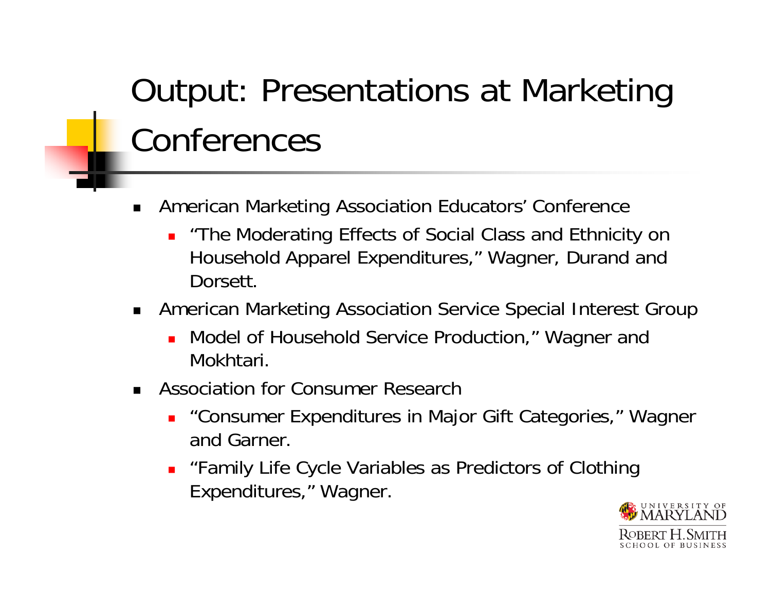# Output: Presentations at Marketing Conferences

- American Marketing Association Educators' Conference
  - "The Moderating Effects of Social Class and Ethnicity on Household Apparel Expenditures," Wagner, Durand and Dorsett.
- American Marketing Association Service Special Interest Group
  - Model of Household Service Production," Wagner and Mokhtari.
- Association for Consumer Research
  - "Consumer Expenditures in Major Gift Categories," Wagner and Garner.
  - "Family Life Cycle Variables as Predictors of Clothing Expenditures," Wagner.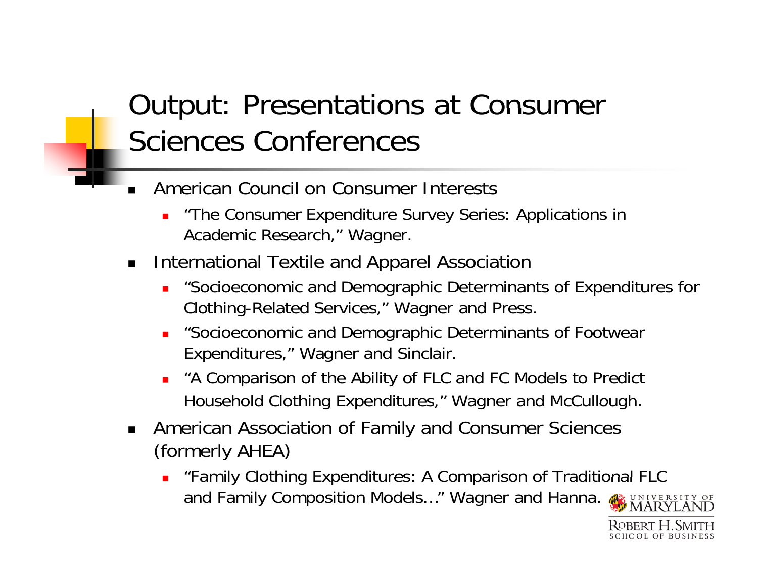# Output: Presentations at Consumer Sciences Conferences

- American Council on Consumer Interests
  - "The Consumer Expenditure Survey Series: Applications in Academic Research," Wagner.
- International Textile and Apparel Association
  - "Socioeconomic and Demographic Determinants of Expenditures for Clothing-Related Services," Wagner and Press.
  - "Socioeconomic and Demographic Determinants of Footwear Expenditures," Wagner and Sinclair.
  - "A Comparison of the Ability of FLC and FC Models to Predict Household Clothing Expenditures," Wagner and McCullough.
- American Association of Family and Consumer Sciences (formerly AHEA)
  - "Family Clothing Expenditures: A Comparison of Traditional FLC and Family Composition Models…" Wagner and Hanna.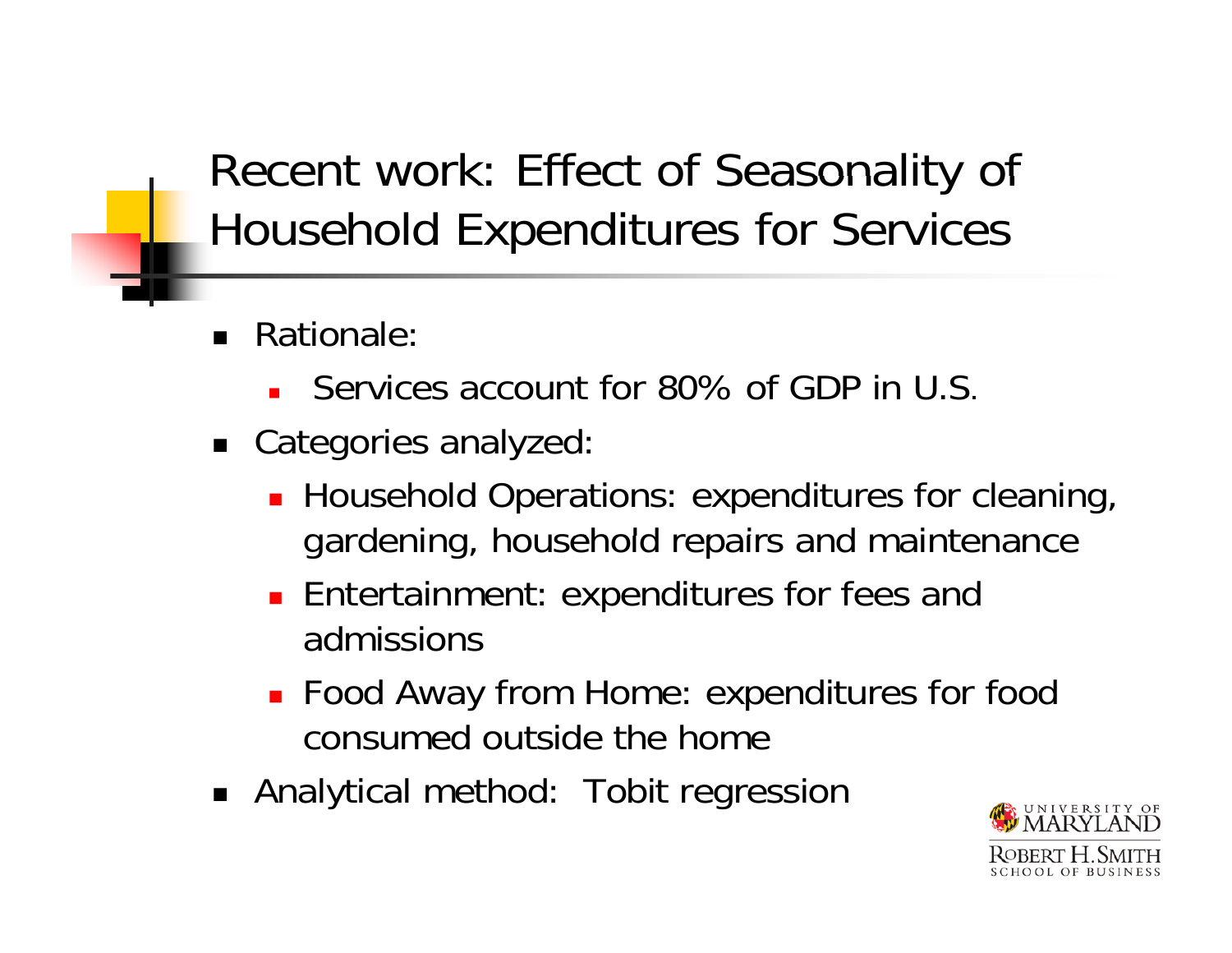# Recent work: Effect of Seasonality of Household Expenditures for Services

- Rationale:
  - Services account for 80% of GDP in U.S.
- Categories analyzed:
  - Household Operations: expenditures for cleaning, gardening, household repairs and maintenance
  - Entertainment: expenditures for fees and admissions
  - Food Away from Home: expenditures for food consumed outside the home
- Analytical method: Tobit regression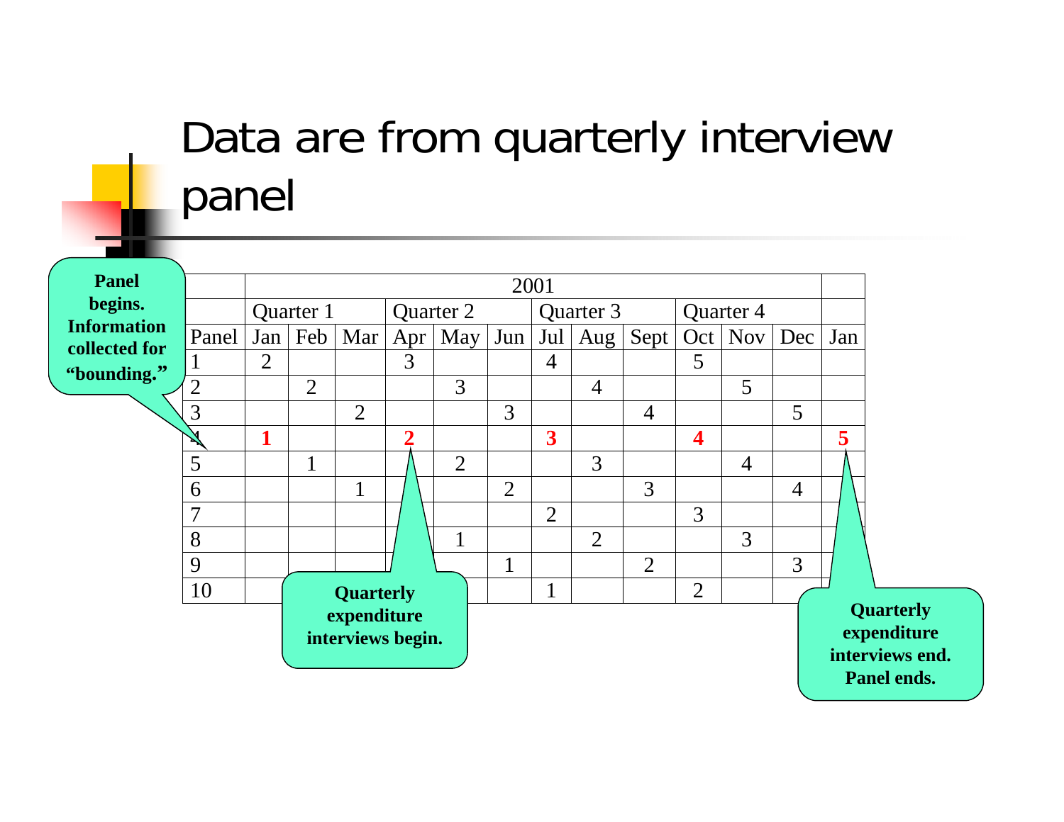# Data are from quarterly interview panel

| | 2001 | | | | | | | | | | | | |
|---|---|---|---|---|---|---|---|---|---|---|---|---|---|
| | Quarter 1 | | | Quarter 2 | | | Quarter 3 | | | Quarter 4 | | | |
| Panel | Jan | Feb | Mar | Apr | May | Jun | Jul | Aug | Sept | Oct | Nov | Dec | Jan |
| 1 | 2 | | | 3 | | | 4 | | | 5 | | | |
| 2 | | 2 | | | 3 | | | 4 | | | 5 | | |
| 3 | | | 2 | | | 3 | | | 4 | | | 5 | |
| 4 | **1** | | | **2** | | | **3** | | | **4** | | | **5** |
| 5 | | 1 | | | 2 | | | 3 | | | 4 | | |
| 6 | | | 1 | | | 2 | | | 3 | | | 4 | |
| 7 | | | | | | | 2 | | | 3 | | | |
| 8 | | | | | 1 | | | 2 | | | 3 | | |
| 9 | | | | | | 1 | | | 2 | | | 3 | |
| 10 | | | | | | | 1 | | | 2 | | | |

**Panel begins. Information collected for "bounding."**

**Quarterly expenditure interviews begin.**

**Quarterly expenditure interviews end. Panel ends.**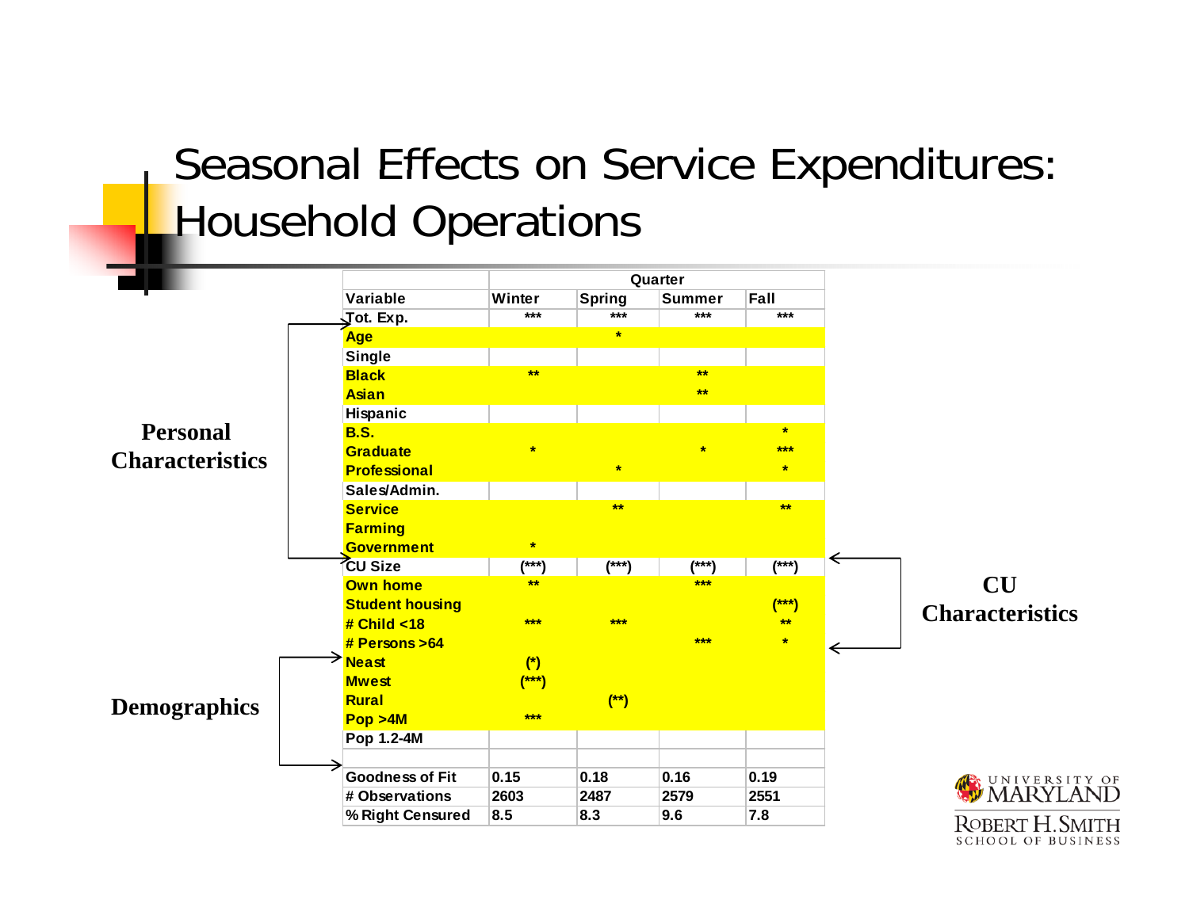# Seasonal Effects on Service Expenditures: Household Operations

| Variable | Winter | Spring | Summer | Fall |
|---|---|---|---|---|
| | Quarter | | | |
| Tot. Exp. | *** | *** | *** | *** |
| Age | | * | | |
| Single | | | | |
| Black | ** | | ** | |
| Asian | | | ** | |
| Hispanic | | | | |
| B.S. | | | | * |
| Graduate | * | | * | *** |
| Professional | | * | | * |
| Sales/Admin. | | | | |
| Service | | ** | | ** |
| Farming | | | | |
| Government | * | | | |
| CU Size | (***) | (***) | (***) | (***) |
| Own home | ** | | *** | |
| Student housing | | | | (***) |
| # Child <18 | *** | *** | | ** |
| # Persons >64 | | | *** | * |
| Neast | (*) | | | |
| Mwest | (***) | | | |
| Rural | | (**) | | |
| Pop >4M | *** | | | |
| Pop 1.2-4M | | | | |
| | | | | |
| Goodness of Fit | 0.15 | 0.18 | 0.16 | 0.19 |
| # Observations | 2603 | 2487 | 2579 | 2551 |
| % Right Censored | 8.5 | 8.3 | 9.6 | 7.8 |

**Personal Characteristics** (Tot. Exp. through Government)

**CU Characteristics** (CU Size through # Persons >64)

**Demographics** (Neast through Pop 1.2-4M)

UNIVERSITY OF MARYLAND
ROBERT H. SMITH SCHOOL OF BUSINESS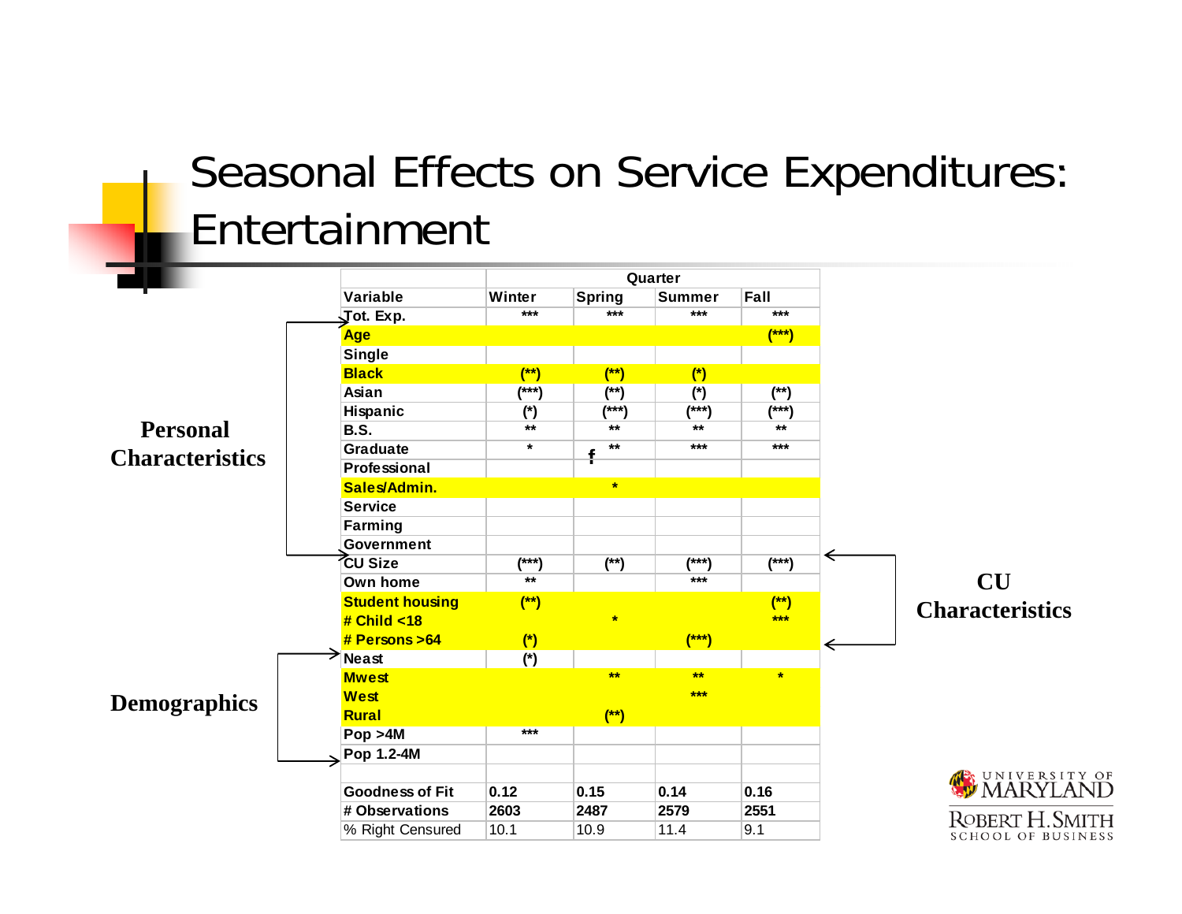# Seasonal Effects on Service Expenditures: Entertainment

**Personal Characteristics** (Tot. Exp. – Government)

**CU Characteristics** (CU Size – # Persons >64)

**Demographics** (Neast – Pop 1.2-4M)

| Variable | Quarter: Winter | Spring | Summer | Fall |
|---|---|---|---|---|
| Tot. Exp. | *** | *** | *** | *** |
| Age | | | | (***) |
| Single | | | | |
| Black | (**) | (**) | (*) | |
| Asian | (***) | (**) | (*) | (**) |
| Hispanic | (*) | (***) | (***) | (***) |
| B.S. | ** | ** | ** | ** |
| Graduate | * | ** | *** | *** |
| Professional | | | | |
| Sales/Admin. | | * | | |
| Service | | | | |
| Farming | | | | |
| Government | | | | |
| CU Size | (***) | (**) | (***) | (***) |
| Own home | ** | | *** | |
| Student housing | (**) | | | (**) |
| # Child <18 | | * | | *** |
| # Persons >64 | (*) | | (***) | |
| Neast | (*) | | | |
| Mwest | | ** | ** | * |
| West | | | *** | |
| Rural | | (**) | | |
| Pop >4M | *** | | | |
| Pop 1.2-4M | | | | |
| | | | | |
| Goodness of Fit | 0.12 | 0.15 | 0.14 | 0.16 |
| # Observations | 2603 | 2487 | 2579 | 2551 |
| % Right Censured | 10.1 | 10.9 | 11.4 | 9.1 |

UNIVERSITY OF MARYLAND
ROBERT H. SMITH SCHOOL OF BUSINESS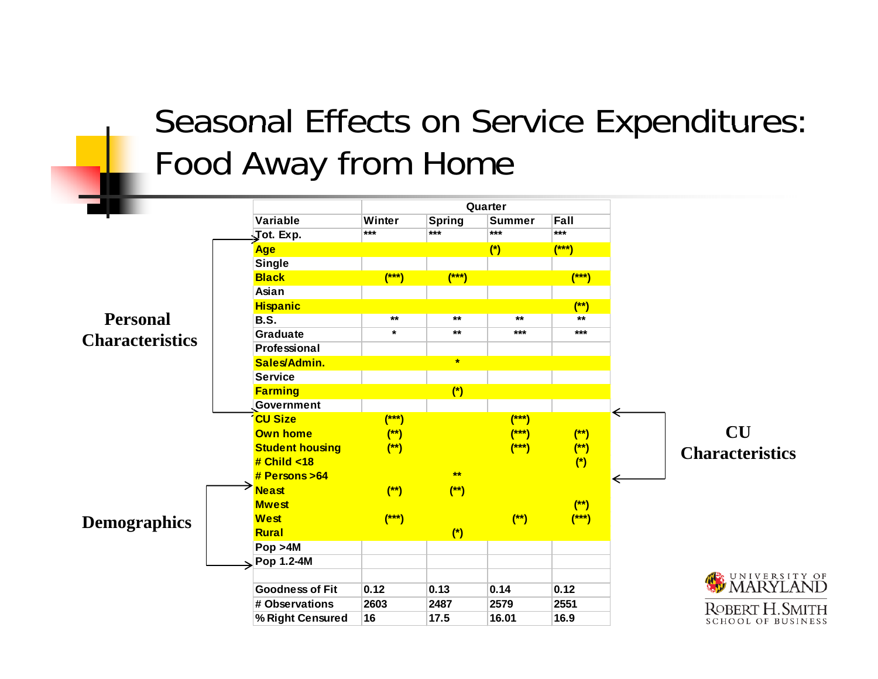# Seasonal Effects on Service Expenditures: Food Away from Home

| | Quarter | | | |
|---|---|---|---|---|
| Variable | Winter | Spring | Summer | Fall |
| Tot. Exp. | *** | *** | *** | *** |
| Age | | | (*) | (***) |
| Single | | | | |
| Black | (***) | (***) | | (***) |
| Asian | | | | |
| Hispanic | | | | (**) |
| B.S. | ** | ** | ** | ** |
| Graduate | * | ** | *** | *** |
| Professional | | | | |
| Sales/Admin. | | * | | |
| Service | | | | |
| Farming | | (*) | | |
| Government | | | | |
| CU Size | (***) | | (***) | |
| Own home | (**) | | (***) | (**) |
| Student housing | (**) | | (***) | (**) |
| # Child <18 | | | | (*) |
| # Persons >64 | | ** | | |
| Neast | (**) | (**) | | |
| Mwest | | | | (**) |
| West | (***) | | (**) | (***) |
| Rural | | (*) | | |
| Pop >4M | | | | |
| Pop 1.2-4M | | | | |
| | | | | |
| Goodness of Fit | 0.12 | 0.13 | 0.14 | 0.12 |
| # Observations | 2603 | 2487 | 2579 | 2551 |
| % Right Censured | 16 | 17.5 | 16.01 | 16.9 |

**Personal Characteristics** (Tot. Exp. – Government)

**CU Characteristics** (CU Size – # Persons >64)

**Demographics** (Neast – Pop 1.2-4M)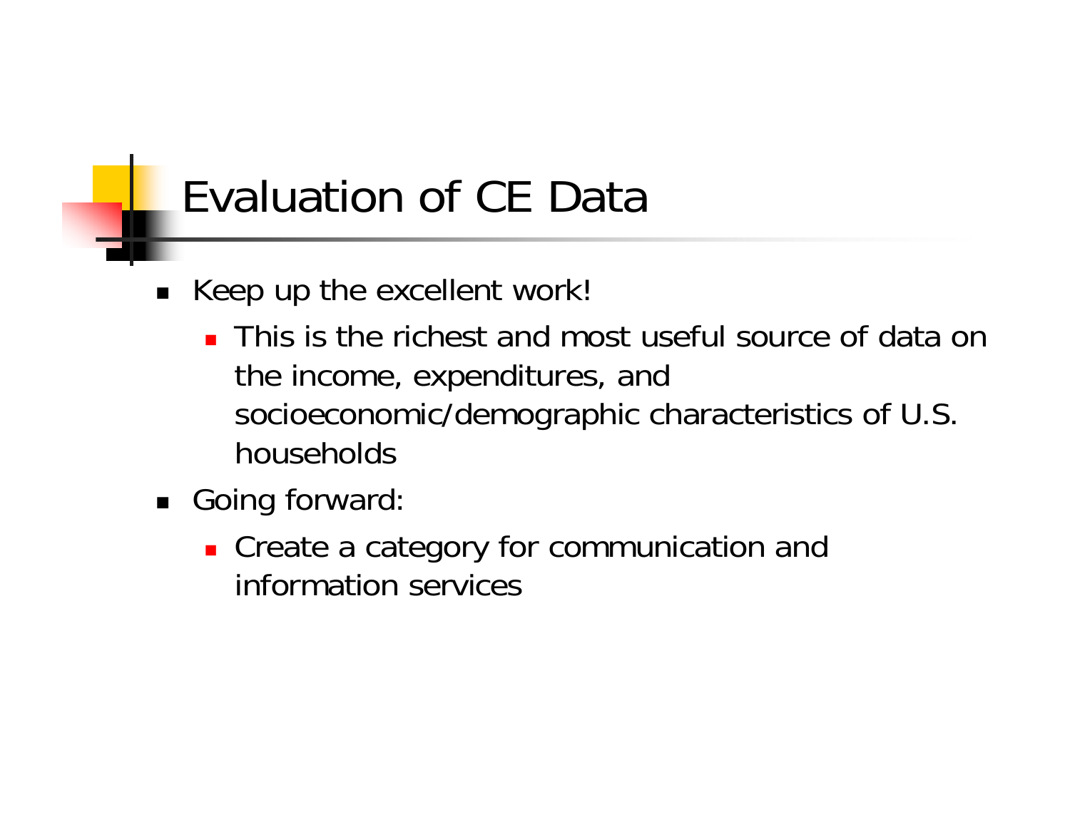# Evaluation of CE Data

- Keep up the excellent work!
  - This is the richest and most useful source of data on the income, expenditures, and socioeconomic/demographic characteristics of U.S. households
- Going forward:
  - Create a category for communication and information services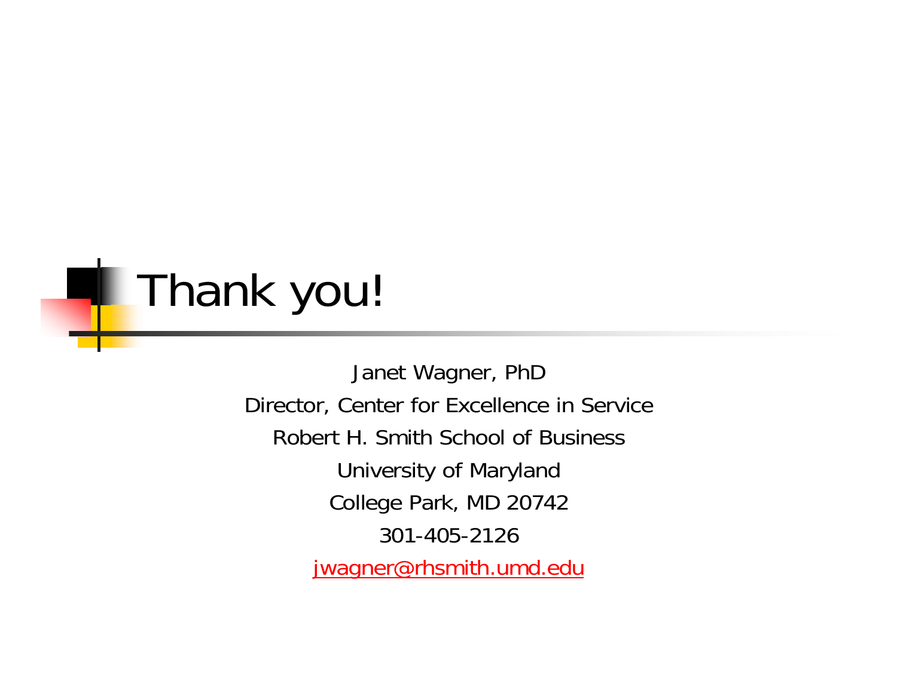# Thank you!

Janet Wagner, PhD

Director, Center for Excellence in Service

Robert H. Smith School of Business

University of Maryland

College Park, MD 20742

301-405-2126

jwagner@rhsmith.umd.edu